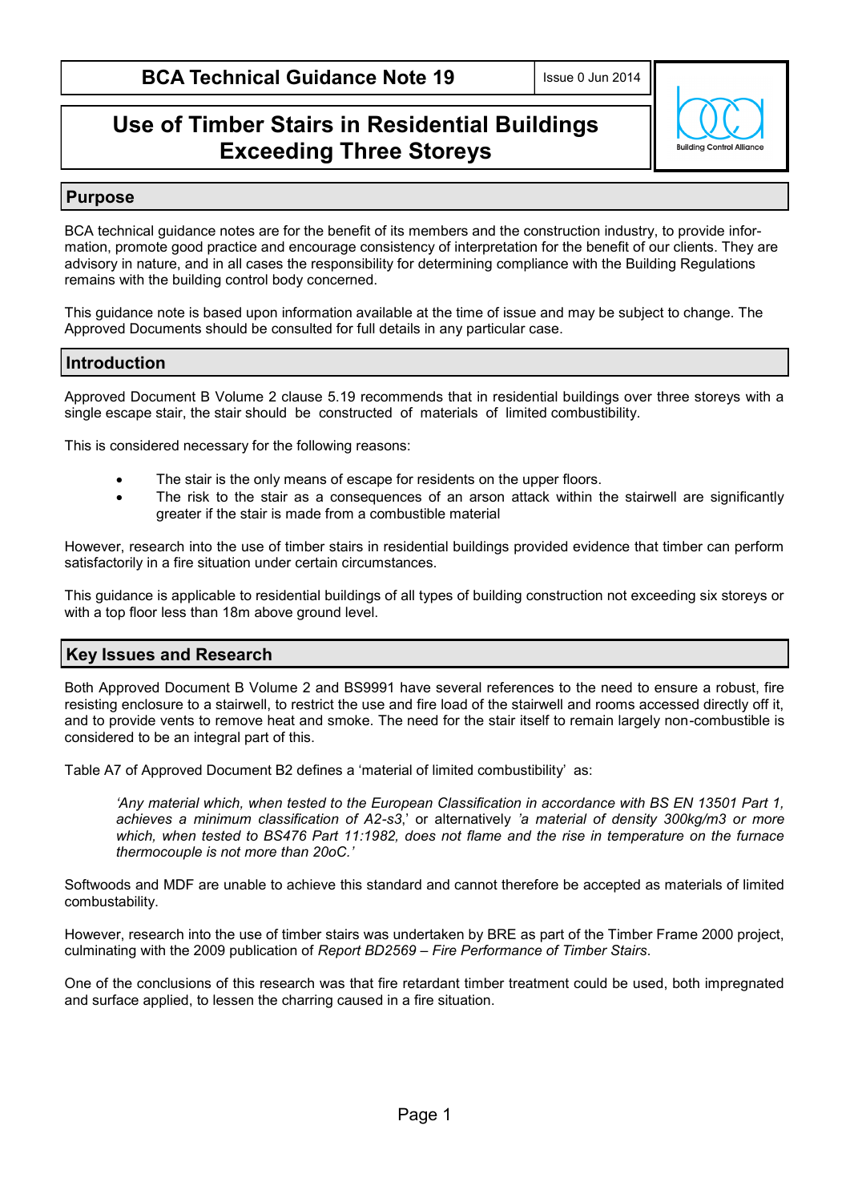# BCA Technical Guidance Note 19

Issue 0 Jun 2014

## Use of Timber Stairs in Residential Buildings Exceeding Three Storeys

## Purpose

BCA technical guidance notes are for the benefit of its members and the construction industry, to provide information, promote good practice and encourage consistency of interpretation for the benefit of our clients. They are advisory in nature, and in all cases the responsibility for determining compliance with the Building Regulations remains with the building control body concerned.

This guidance note is based upon information available at the time of issue and may be subject to change. The Approved Documents should be consulted for full details in any particular case.

## Introduction

Approved Document B Volume 2 clause 5.19 recommends that in residential buildings over three storeys with a single escape stair, the stair should be constructed of materials of limited combustibility.

This is considered necessary for the following reasons:

- The stair is the only means of escape for residents on the upper floors.
- The risk to the stair as a consequences of an arson attack within the stairwell are significantly greater if the stair is made from a combustible material

However, research into the use of timber stairs in residential buildings provided evidence that timber can perform satisfactorily in a fire situation under certain circumstances.

This guidance is applicable to residential buildings of all types of building construction not exceeding six storeys or with a top floor less than 18m above ground level.

## Key Issues and Research

Both Approved Document B Volume 2 and BS9991 have several references to the need to ensure a robust, fire resisting enclosure to a stairwell, to restrict the use and fire load of the stairwell and rooms accessed directly off it, and to provide vents to remove heat and smoke. The need for the stair itself to remain largely non-combustible is considered to be an integral part of this.

Table A7 of Approved Document B2 defines a 'material of limited combustibility' as:

> *'Any material which, when tested to the European Classification in accordance with BS EN 13501 Part 1, achieves a minimum classification of A2-s3*,' or alternatively *'a material of density 300kg/m3 or more which, when tested to BS476 Part 11:1982, does not flame and the rise in temperature on the furnace thermocouple is not more than 20oC.'*

Softwoods and MDF are unable to achieve this standard and cannot therefore be accepted as materials of limited combustability.

However, research into the use of timber stairs was undertaken by BRE as part of the Timber Frame 2000 project, culminating with the 2009 publication of *Report BD2569 – Fire Performance of Timber Stairs*.

One of the conclusions of this research was that fire retardant timber treatment could be used, both impregnated and surface applied, to lessen the charring caused in a fire situation.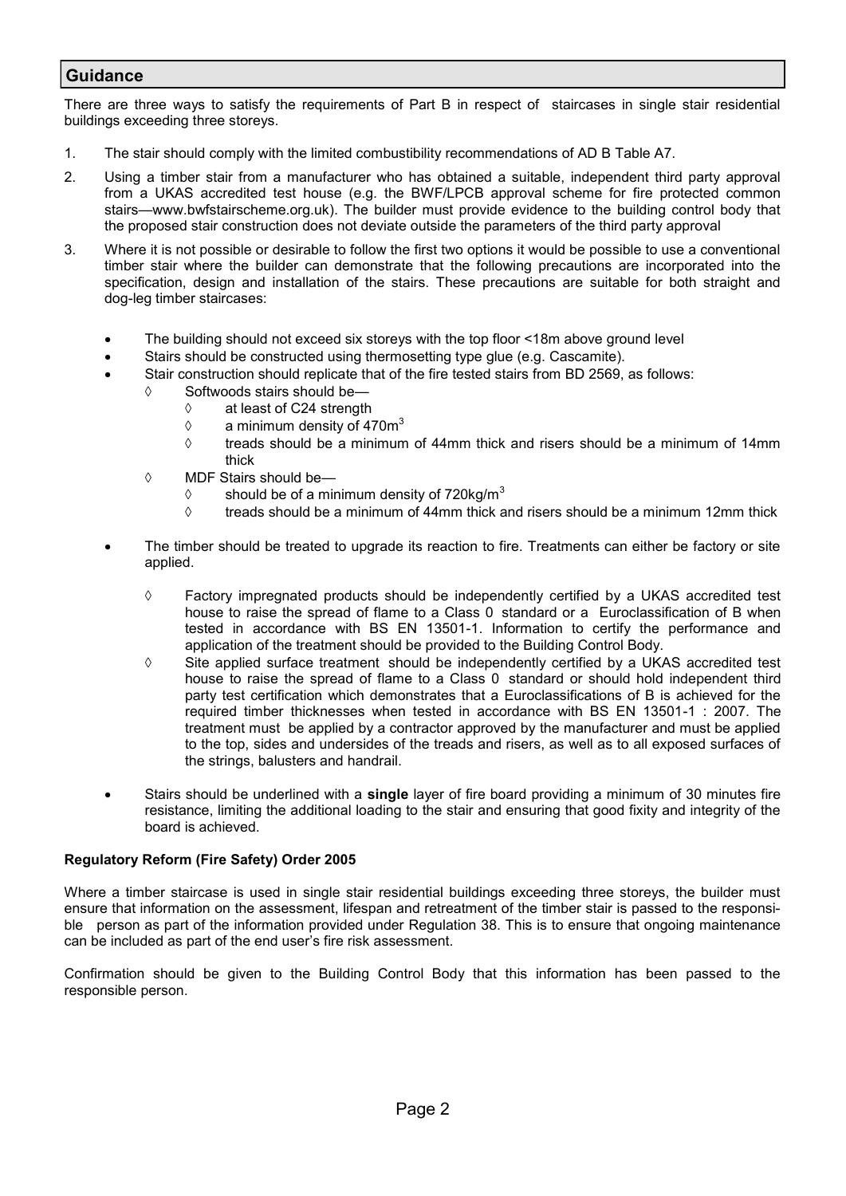## Guidance

There are three ways to satisfy the requirements of Part B in respect of staircases in single stair residential buildings exceeding three storeys.

1. The stair should comply with the limited combustibility recommendations of AD B Table A7.
2. Using a timber stair from a manufacturer who has obtained a suitable, independent third party approval from a UKAS accredited test house (e.g. the BWF/LPCB approval scheme for fire protected common stairs—www.bwfstairscheme.org.uk). The builder must provide evidence to the building control body that the proposed stair construction does not deviate outside the parameters of the third party approval
3. Where it is not possible or desirable to follow the first two options it would be possible to use a conventional timber stair where the builder can demonstrate that the following precautions are incorporated into the specification, design and installation of the stairs. These precautions are suitable for both straight and dog-leg timber staircases:

- The building should not exceed six storeys with the top floor <18m above ground level
- Stairs should be constructed using thermosetting type glue (e.g. Cascamite).
- Stair construction should replicate that of the fire tested stairs from BD 2569, as follows:
  - ◊ Softwoods stairs should be—
    - ◊ at least of C24 strength
    - ◊ a minimum density of 470m$^3$
    - ◊ treads should be a minimum of 44mm thick and risers should be a minimum of 14mm thick
  - ◊ MDF Stairs should be—
    - ◊ should be of a minimum density of 720kg/m$^3$
    - ◊ treads should be a minimum of 44mm thick and risers should be a minimum 12mm thick
- The timber should be treated to upgrade its reaction to fire. Treatments can either be factory or site applied.
  - ◊ Factory impregnated products should be independently certified by a UKAS accredited test house to raise the spread of flame to a Class 0 standard or a Euroclassification of B when tested in accordance with BS EN 13501-1. Information to certify the performance and application of the treatment should be provided to the Building Control Body.
  - ◊ Site applied surface treatment should be independently certified by a UKAS accredited test house to raise the spread of flame to a Class 0 standard or should hold independent third party test certification which demonstrates that a Euroclassifications of B is achieved for the required timber thicknesses when tested in accordance with BS EN 13501-1 : 2007. The treatment must be applied by a contractor approved by the manufacturer and must be applied to the top, sides and undersides of the treads and risers, as well as to all exposed surfaces of the strings, balusters and handrail.
- Stairs should be underlined with a **single** layer of fire board providing a minimum of 30 minutes fire resistance, limiting the additional loading to the stair and ensuring that good fixity and integrity of the board is achieved.

**Regulatory Reform (Fire Safety) Order 2005**

Where a timber staircase is used in single stair residential buildings exceeding three storeys, the builder must ensure that information on the assessment, lifespan and retreatment of the timber stair is passed to the responsible person as part of the information provided under Regulation 38. This is to ensure that ongoing maintenance can be included as part of the end user's fire risk assessment.

Confirmation should be given to the Building Control Body that this information has been passed to the responsible person.